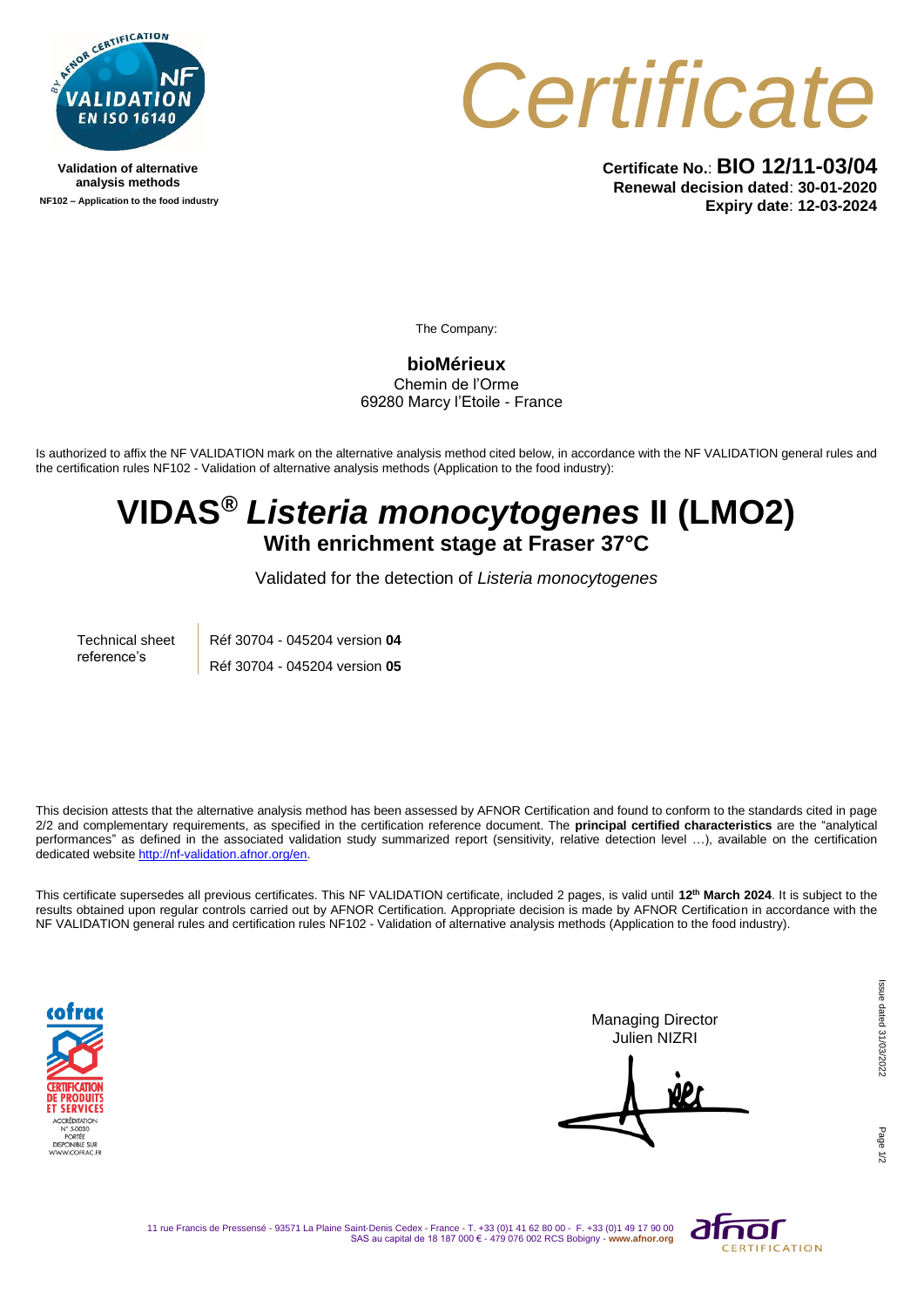Validation of alternative analysis methods
**NF102 – Application to the food industry**

# Certificate

**Certificate No.: BIO 12/11-03/04**
**Renewal decision dated: 30-01-2020**
**Expiry date: 12-03-2024**

The Company:

**bioMérieux**
Chemin de l'Orme
69280 Marcy l'Etoile - France

Is authorized to affix the NF VALIDATION mark on the alternative analysis method cited below, in accordance with the NF VALIDATION general rules and the certification rules NF102 - Validation of alternative analysis methods (Application to the food industry):

# VIDAS® *Listeria monocytogenes* II (LMO2)

## With enrichment stage at Fraser 37°C

Validated for the detection of *Listeria monocytogenes*

| Technical sheet reference's | Réf 30704 - 045204 version **04** |
|---|---|
| | Réf 30704 - 045204 version **05** |

This decision attests that the alternative analysis method has been assessed by AFNOR Certification and found to conform to the standards cited in page 2/2 and complementary requirements, as specified in the certification reference document. The **principal certified characteristics** are the "analytical performances" as defined in the associated validation study summarized report (sensitivity, relative detection level …), available on the certification dedicated website http://nf-validation.afnor.org/en.

This certificate supersedes all previous certificates. This NF VALIDATION certificate, included 2 pages, is valid until **12th March 2024**. It is subject to the results obtained upon regular controls carried out by AFNOR Certification. Appropriate decision is made by AFNOR Certification in accordance with the NF VALIDATION general rules and certification rules NF102 - Validation of alternative analysis methods (Application to the food industry).

cofrac CERTIFICATION DE PRODUITS ET SERVICES
ACCRÉDITATION N° 5-0030
PORTÉE DISPONIBLE SUR WWW.COFRAC.FR

Managing Director
Julien NIZRI

Issue dated 31/03/2022

11 rue Francis de Pressensé - 93571 La Plaine Saint-Denis Cedex - France - T. +33 (0)1 41 62 80 00 - F. +33 (0)1 49 17 90 00
SAS au capital de 18 187 000 € - 479 076 002 RCS Bobigny - **www.afnor.org**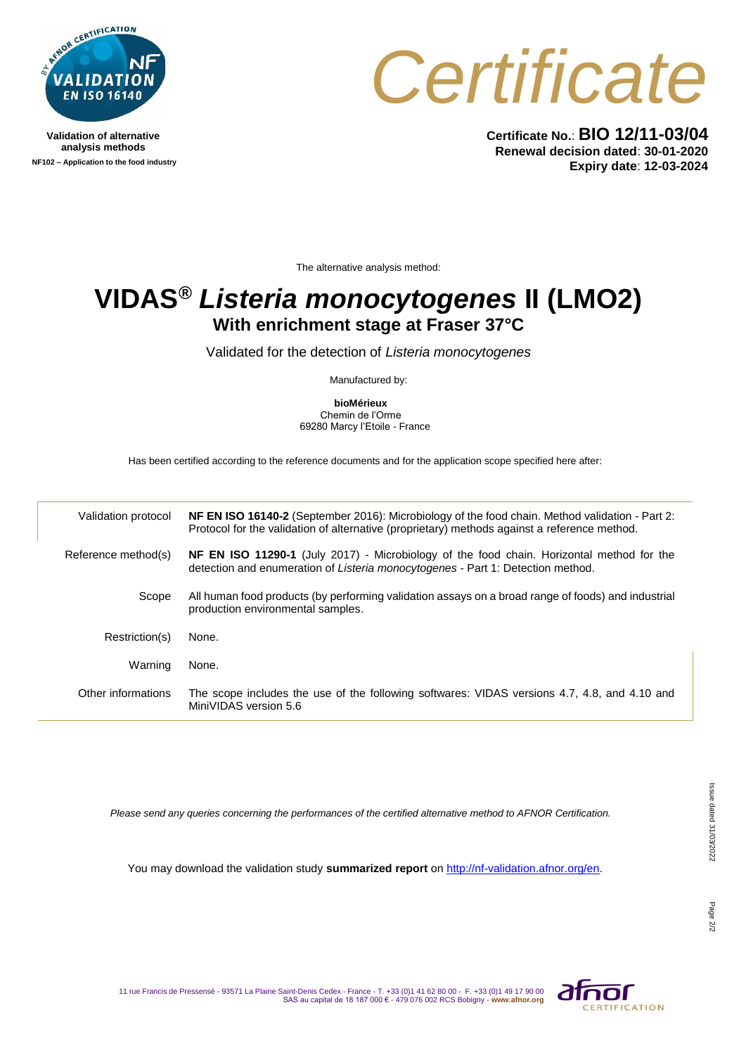Validation of alternative analysis methods

NF102 – Application to the food industry

# Certificate

**Certificate No.**: **BIO 12/11-03/04**
**Renewal decision dated**: **30-01-2020**
**Expiry date**: **12-03-2024**

The alternative analysis method:

# VIDAS® *Listeria monocytogenes* II (LMO2)

## With enrichment stage at Fraser 37°C

Validated for the detection of *Listeria monocytogenes*

Manufactured by:

**bioMérieux**
Chemin de l'Orme
69280 Marcy l'Etoile - France

Has been certified according to the reference documents and for the application scope specified here after:

| | |
|---|---|
| Validation protocol | **NF EN ISO 16140-2** (September 2016): Microbiology of the food chain. Method validation - Part 2: Protocol for the validation of alternative (proprietary) methods against a reference method. |
| Reference method(s) | **NF EN ISO 11290-1** (July 2017) - Microbiology of the food chain. Horizontal method for the detection and enumeration of *Listeria monocytogenes* - Part 1: Detection method. |
| Scope | All human food products (by performing validation assays on a broad range of foods) and industrial production environmental samples. |
| Restriction(s) | None. |
| Warning | None. |
| Other informations | The scope includes the use of the following softwares: VIDAS versions 4.7, 4.8, and 4.10 and MiniVIDAS version 5.6 |

*Please send any queries concerning the performances of the certified alternative method to AFNOR Certification.*

You may download the validation study **summarized report** on http://nf-validation.afnor.org/en.

Issue dated 31/03/2022

11 rue Francis de Pressensé - 93571 La Plaine Saint-Denis Cedex - France - T. +33 (0)1 41 62 80 00 - F. +33 (0)1 49 17 90 00
SAS au capital de 18 187 000 € - 479 076 002 RCS Bobigny - **www.afnor.org**